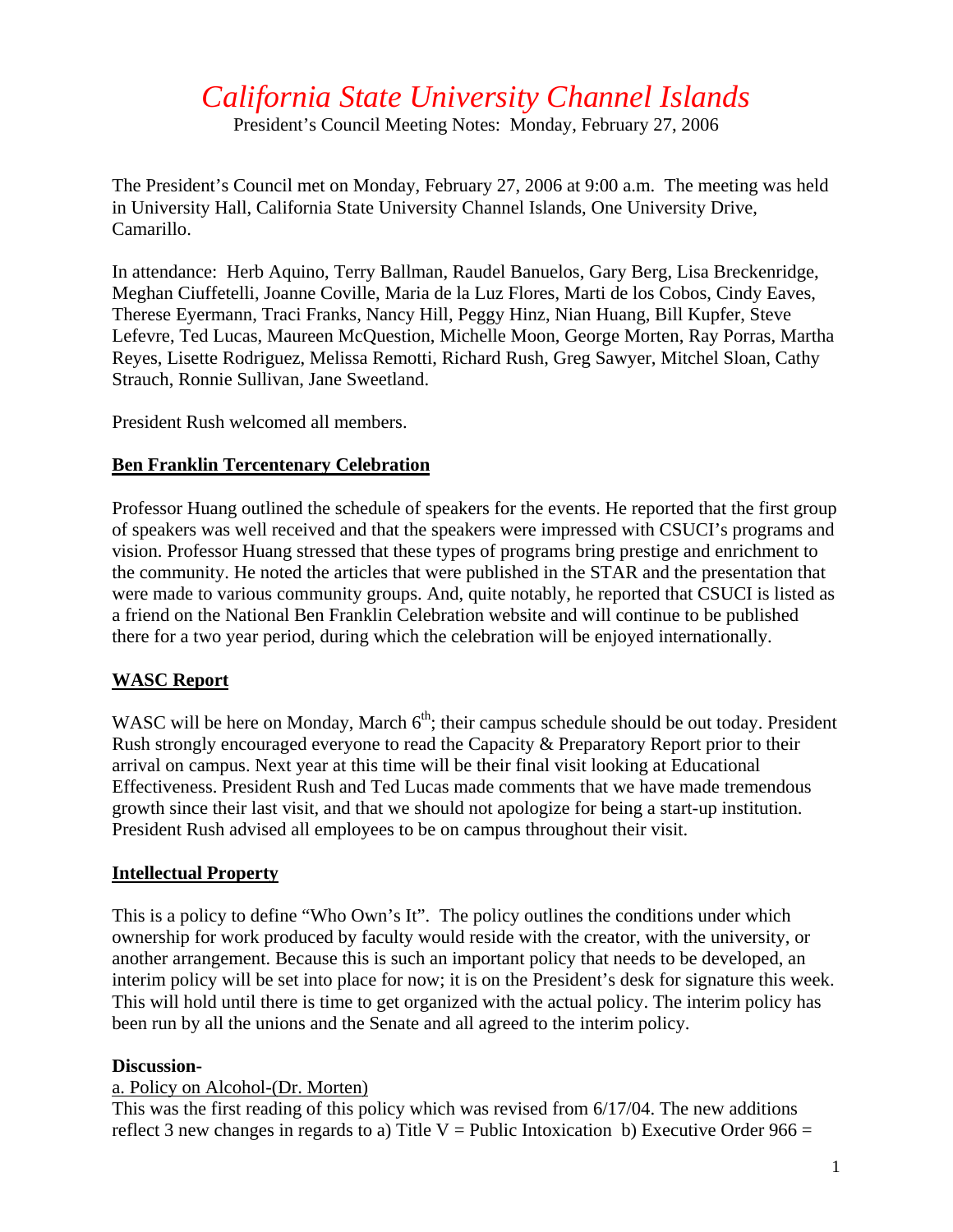# *California State University Channel Islands*

President's Council Meeting Notes: Monday, February 27, 2006

The President's Council met on Monday, February 27, 2006 at 9:00 a.m. The meeting was held in University Hall, California State University Channel Islands, One University Drive, Camarillo.

In attendance: Herb Aquino, Terry Ballman, Raudel Banuelos, Gary Berg, Lisa Breckenridge, Meghan Ciuffetelli, Joanne Coville, Maria de la Luz Flores, Marti de los Cobos, Cindy Eaves, Therese Eyermann, Traci Franks, Nancy Hill, Peggy Hinz, Nian Huang, Bill Kupfer, Steve Lefevre, Ted Lucas, Maureen McQuestion, Michelle Moon, George Morten, Ray Porras, Martha Reyes, Lisette Rodriguez, Melissa Remotti, Richard Rush, Greg Sawyer, Mitchel Sloan, Cathy Strauch, Ronnie Sullivan, Jane Sweetland.

President Rush welcomed all members.

## Ben Franklin Tercentenary Celebration

Professor Huang outlined the schedule of speakers for the events. He reported that the first group of speakers was well received and that the speakers were impressed with CSUCI's programs and vision. Professor Huang stressed that these types of programs bring prestige and enrichment to the community. He noted the articles that were published in the STAR and the presentation that were made to various community groups. And, quite notably, he reported that CSUCI is listed as a friend on the National Ben Franklin Celebration website and will continue to be published there for a two year period, during which the celebration will be enjoyed internationally.

## WASC Report

WASC will be here on Monday, March 6th; their campus schedule should be out today. President Rush strongly encouraged everyone to read the Capacity & Preparatory Report prior to their arrival on campus. Next year at this time will be their final visit looking at Educational Effectiveness. President Rush and Ted Lucas made comments that we have made tremendous growth since their last visit, and that we should not apologize for being a start-up institution. President Rush advised all employees to be on campus throughout their visit.

## Intellectual Property

This is a policy to define "Who Own's It". The policy outlines the conditions under which ownership for work produced by faculty would reside with the creator, with the university, or another arrangement. Because this is such an important policy that needs to be developed, an interim policy will be set into place for now; it is on the President's desk for signature this week. This will hold until there is time to get organized with the actual policy. The interim policy has been run by all the unions and the Senate and all agreed to the interim policy.

**Discussion-**

a. Policy on Alcohol-(Dr. Morten)

This was the first reading of this policy which was revised from 6/17/04. The new additions reflect 3 new changes in regards to a) Title V = Public Intoxication b) Executive Order 966 =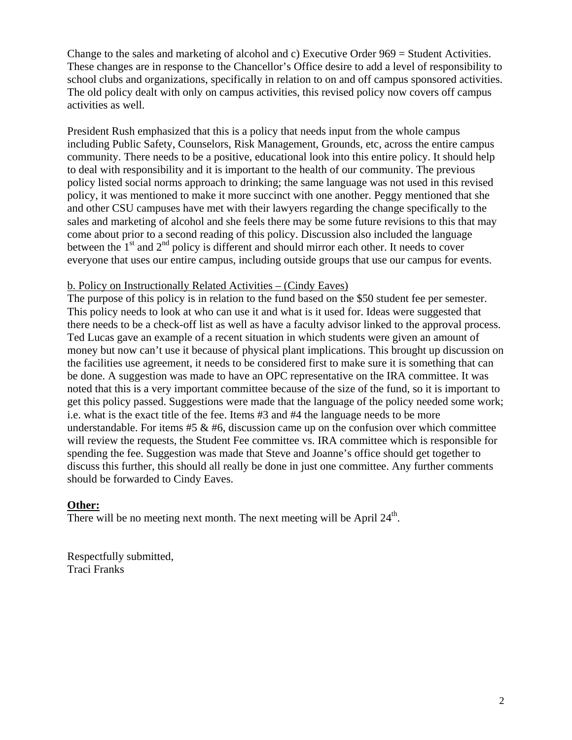Change to the sales and marketing of alcohol and c) Executive Order 969 = Student Activities. These changes are in response to the Chancellor's Office desire to add a level of responsibility to school clubs and organizations, specifically in relation to on and off campus sponsored activities. The old policy dealt with only on campus activities, this revised policy now covers off campus activities as well.

President Rush emphasized that this is a policy that needs input from the whole campus including Public Safety, Counselors, Risk Management, Grounds, etc, across the entire campus community. There needs to be a positive, educational look into this entire policy. It should help to deal with responsibility and it is important to the health of our community. The previous policy listed social norms approach to drinking; the same language was not used in this revised policy, it was mentioned to make it more succinct with one another. Peggy mentioned that she and other CSU campuses have met with their lawyers regarding the change specifically to the sales and marketing of alcohol and she feels there may be some future revisions to this that may come about prior to a second reading of this policy. Discussion also included the language between the 1st and 2nd policy is different and should mirror each other. It needs to cover everyone that uses our entire campus, including outside groups that use our campus for events.

b. Policy on Instructionally Related Activities – (Cindy Eaves)

The purpose of this policy is in relation to the fund based on the $50 student fee per semester. This policy needs to look at who can use it and what is it used for. Ideas were suggested that there needs to be a check-off list as well as have a faculty advisor linked to the approval process. Ted Lucas gave an example of a recent situation in which students were given an amount of money but now can't use it because of physical plant implications. This brought up discussion on the facilities use agreement, it needs to be considered first to make sure it is something that can be done. A suggestion was made to have an OPC representative on the IRA committee. It was noted that this is a very important committee because of the size of the fund, so it is important to get this policy passed. Suggestions were made that the language of the policy needed some work; i.e. what is the exact title of the fee. Items #3 and #4 the language needs to be more understandable. For items #5 & #6, discussion came up on the confusion over which committee will review the requests, the Student Fee committee vs. IRA committee which is responsible for spending the fee. Suggestion was made that Steve and Joanne's office should get together to discuss this further, this should all really be done in just one committee. Any further comments should be forwarded to Cindy Eaves.

**Other:**

There will be no meeting next month. The next meeting will be April 24th.

Respectfully submitted,
Traci Franks